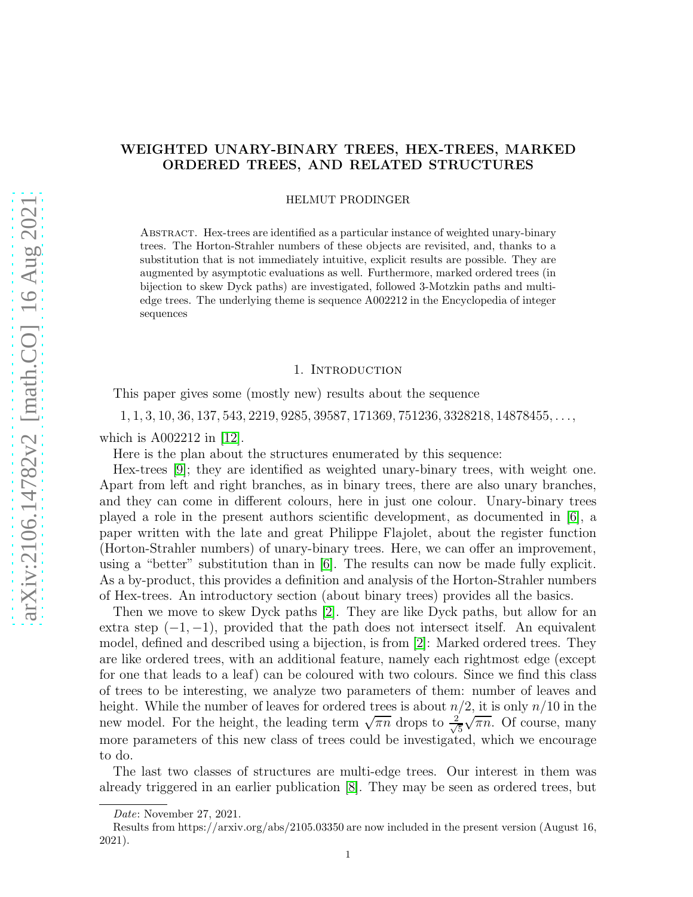# WEIGHTED UNARY-BINARY TREES, HEX-TREES, MARKED ORDERED TREES, AND RELATED STRUCTURES

HELMUT PRODINGER

Abstract. Hex-trees are identified as a particular instance of weighted unary-binary trees. The Horton-Strahler numbers of these objects are revisited, and, thanks to a substitution that is not immediately intuitive, explicit results are possible. They are augmented by asymptotic evaluations as well. Furthermore, marked ordered trees (in bijection to skew Dyck paths) are investigated, followed 3-Motzkin paths and multi-edge trees. The underlying theme is sequence A002212 in the Encyclopedia of integer sequences

## 1. Introduction

This paper gives some (mostly new) results about the sequence

$$1, 1, 3, 10, 36, 137, 543, 2219, 9285, 39587, 171369, 751236, 3328218, 14878455, \dots,$$

which is A002212 in [12].

Here is the plan about the structures enumerated by this sequence:

Hex-trees [9]; they are identified as weighted unary-binary trees, with weight one. Apart from left and right branches, as in binary trees, there are also unary branches, and they can come in different colours, here in just one colour. Unary-binary trees played a role in the present authors scientific development, as documented in [6], a paper written with the late and great Philippe Flajolet, about the register function (Horton-Strahler numbers) of unary-binary trees. Here, we can offer an improvement, using a "better" substitution than in [6]. The results can now be made fully explicit. As a by-product, this provides a definition and analysis of the Horton-Strahler numbers of Hex-trees. An introductory section (about binary trees) provides all the basics.

Then we move to skew Dyck paths [2]. They are like Dyck paths, but allow for an extra step $(-1, -1)$, provided that the path does not intersect itself. An equivalent model, defined and described using a bijection, is from [2]: Marked ordered trees. They are like ordered trees, with an additional feature, namely each rightmost edge (except for one that leads to a leaf) can be coloured with two colours. Since we find this class of trees to be interesting, we analyze two parameters of them: number of leaves and height. While the number of leaves for ordered trees is about $n/2$, it is only $n/10$ in the new model. For the height, the leading term $\sqrt{\pi n}$ drops to $\frac{2}{\sqrt{5}}\sqrt{\pi n}$. Of course, many more parameters of this new class of trees could be investigated, which we encourage to do.

The last two classes of structures are multi-edge trees. Our interest in them was already triggered in an earlier publication [8]. They may be seen as ordered trees, but

*Date*: November 27, 2021.

Results from https://arxiv.org/abs/2105.03350 are now included in the present version (August 16, 2021).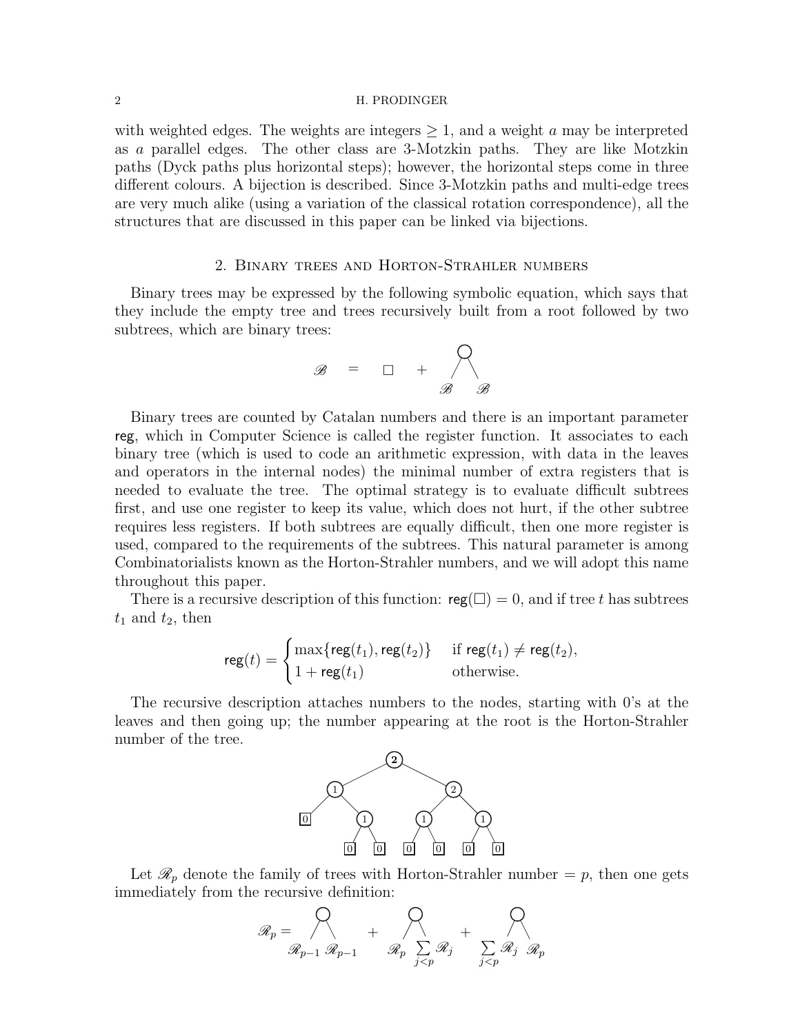with weighted edges. The weights are integers $\geq 1$, and a weight $a$ may be interpreted as $a$ parallel edges. The other class are 3-Motzkin paths. They are like Motzkin paths (Dyck paths plus horizontal steps); however, the horizontal steps come in three different colours. A bijection is described. Since 3-Motzkin paths and multi-edge trees are very much alike (using a variation of the classical rotation correspondence), all the structures that are discussed in this paper can be linked via bijections.

## 2. Binary trees and Horton-Strahler numbers

Binary trees may be expressed by the following symbolic equation, which says that they include the empty tree and trees recursively built from a root followed by two subtrees, which are binary trees:

$$\mathscr{B} = \square + \overset{\bigcirc}{\mathscr{B} \quad \mathscr{B}}$$

Binary trees are counted by Catalan numbers and there is an important parameter $\mathsf{reg}$, which in Computer Science is called the register function. It associates to each binary tree (which is used to code an arithmetic expression, with data in the leaves and operators in the internal nodes) the minimal number of extra registers that is needed to evaluate the tree. The optimal strategy is to evaluate difficult subtrees first, and use one register to keep its value, which does not hurt, if the other subtree requires less registers. If both subtrees are equally difficult, then one more register is used, compared to the requirements of the subtrees. This natural parameter is among Combinatorialists known as the Horton-Strahler numbers, and we will adopt this name throughout this paper.

There is a recursive description of this function: $\mathsf{reg}(\square) = 0$, and if tree $t$ has subtrees $t_1$ and $t_2$, then

$$\mathsf{reg}(t) = \begin{cases} \max\{\mathsf{reg}(t_1), \mathsf{reg}(t_2)\} & \text{if } \mathsf{reg}(t_1) \neq \mathsf{reg}(t_2), \\ 1 + \mathsf{reg}(t_1) & \text{otherwise.} \end{cases}$$

The recursive description attaches numbers to the nodes, starting with 0's at the leaves and then going up; the number appearing at the root is the Horton-Strahler number of the tree.

Let $\mathscr{R}_p$ denote the family of trees with Horton-Strahler number $= p$, then one gets immediately from the recursive definition:

$$\mathscr{R}_p = \overset{\bigcirc}{\mathscr{R}_{p-1} \; \mathscr{R}_{p-1}} + \overset{\bigcirc}{\mathscr{R}_p \; \sum_{j<p} \mathscr{R}_j} + \overset{\bigcirc}{\sum_{j<p} \mathscr{R}_j \; \mathscr{R}_p}$$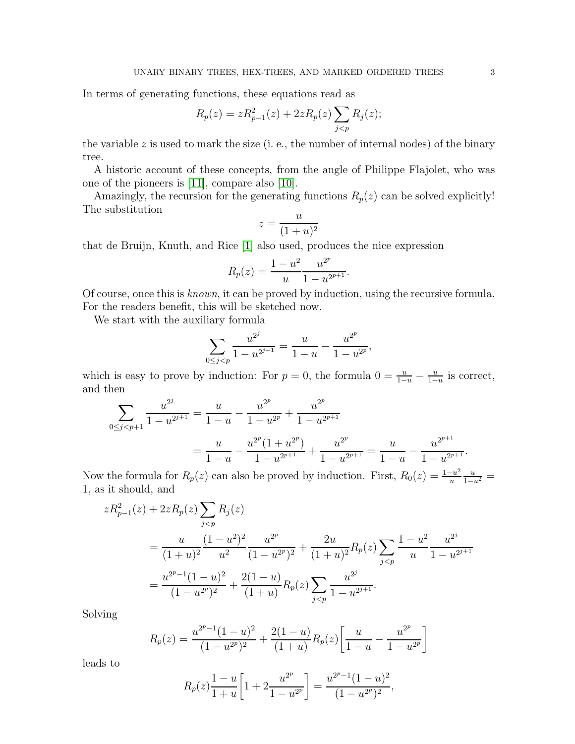In terms of generating functions, these equations read as

$$R_p(z) = zR_{p-1}^2(z) + 2zR_p(z)\sum_{j<p} R_j(z);$$

the variable $z$ is used to mark the size (i. e., the number of internal nodes) of the binary tree.

A historic account of these concepts, from the angle of Philippe Flajolet, who was one of the pioneers is [11], compare also [10].

Amazingly, the recursion for the generating functions $R_p(z)$ can be solved explicitly! The substitution

$$z = \frac{u}{(1+u)^2}$$

that de Bruijn, Knuth, and Rice [1] also used, produces the nice expression

$$R_p(z) = \frac{1-u^2}{u}\frac{u^{2^p}}{1-u^{2^{p+1}}}.$$

Of course, once this is *known*, it can be proved by induction, using the recursive formula. For the readers benefit, this will be sketched now.

We start with the auxiliary formula

$$\sum_{0\le j<p} \frac{u^{2^j}}{1-u^{2^{j+1}}} = \frac{u}{1-u} - \frac{u^{2^p}}{1-u^{2^p}},$$

which is easy to prove by induction: For $p=0$, the formula $0 = \frac{u}{1-u} - \frac{u}{1-u}$ is correct, and then

$$\begin{aligned}
\sum_{0\le j<p+1} \frac{u^{2^j}}{1-u^{2^{j+1}}} &= \frac{u}{1-u} - \frac{u^{2^p}}{1-u^{2^p}} + \frac{u^{2^p}}{1-u^{2^{p+1}}} \\
&= \frac{u}{1-u} - \frac{u^{2^p}(1+u^{2^p})}{1-u^{2^{p+1}}} + \frac{u^{2^p}}{1-u^{2^{p+1}}} = \frac{u}{1-u} - \frac{u^{2^{p+1}}}{1-u^{2^{p+1}}}.
\end{aligned}$$

Now the formula for $R_p(z)$ can also be proved by induction. First, $R_0(z) = \frac{1-u^2}{u}\frac{u}{1-u^2} = 1$, as it should, and

$$\begin{aligned}
&zR_{p-1}^2(z) + 2zR_p(z)\sum_{j<p} R_j(z) \\
&\quad = \frac{u}{(1+u)^2}\frac{(1-u^2)^2}{u^2}\frac{u^{2^p}}{(1-u^{2^p})^2} + \frac{2u}{(1+u)^2}R_p(z)\sum_{j<p}\frac{1-u^2}{u}\frac{u^{2^j}}{1-u^{2^{j+1}}} \\
&\quad = \frac{u^{2^p-1}(1-u)^2}{(1-u^{2^p})^2} + \frac{2(1-u)}{(1+u)}R_p(z)\sum_{j<p}\frac{u^{2^j}}{1-u^{2^{j+1}}}.
\end{aligned}$$

Solving

$$R_p(z) = \frac{u^{2^p-1}(1-u)^2}{(1-u^{2^p})^2} + \frac{2(1-u)}{(1+u)}R_p(z)\left[\frac{u}{1-u} - \frac{u^{2^p}}{1-u^{2^p}}\right]$$

leads to

$$R_p(z)\frac{1-u}{1+u}\left[1 + 2\frac{u^{2^p}}{1-u^{2^p}}\right] = \frac{u^{2^p-1}(1-u)^2}{(1-u^{2^p})^2},$$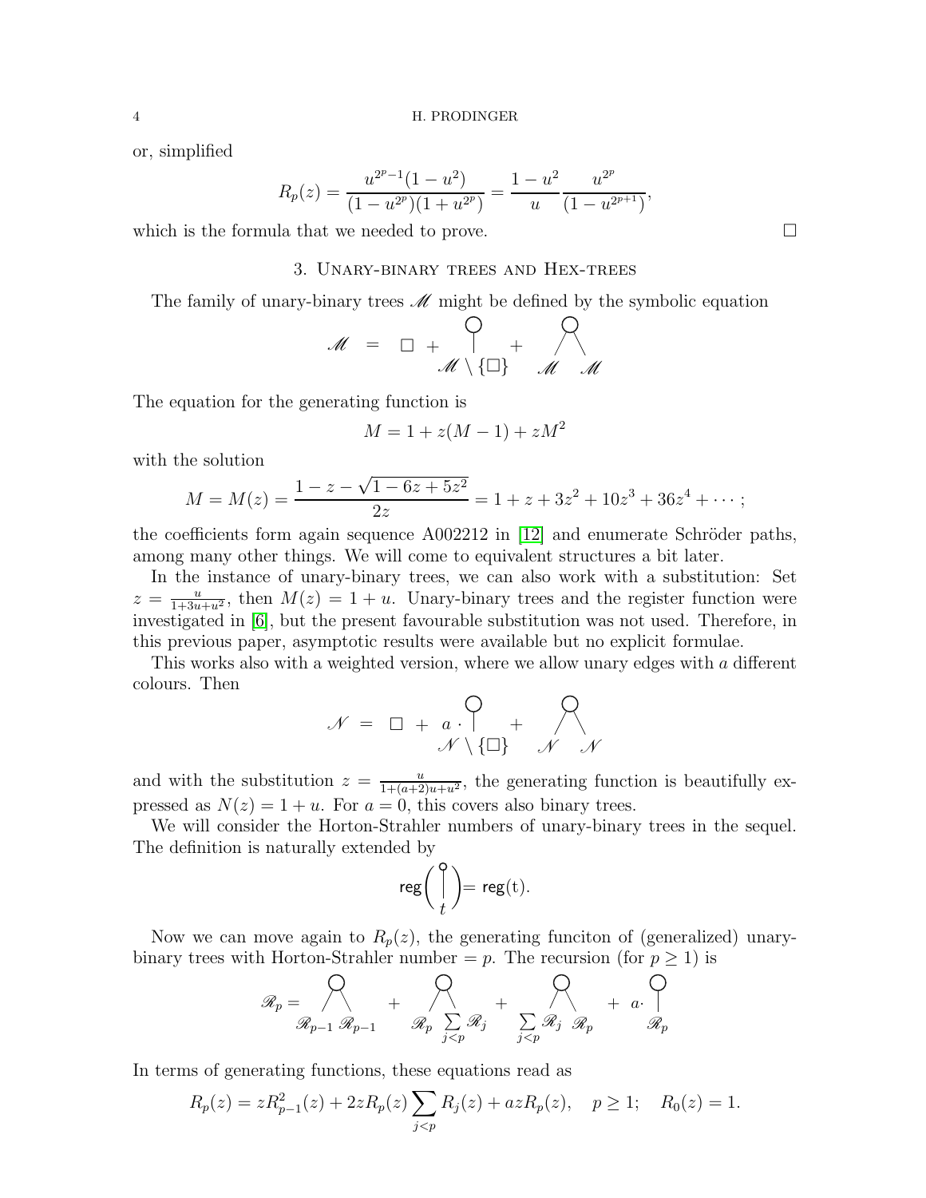or, simplified

$$R_p(z) = \frac{u^{2^p-1}(1-u^2)}{(1-u^{2^p})(1+u^{2^p})} = \frac{1-u^2}{u}\frac{u^{2^p}}{(1-u^{2^{p+1}})},$$

which is the formula that we needed to prove. ☐

## 3. Unary-binary trees and Hex-trees

The family of unary-binary trees $\mathscr{M}$ might be defined by the symbolic equation

$$\mathscr{M} \;=\; \square \;+\; \underset{\mathscr{M}\setminus\{\square\}}{\overset{\bigcirc}{|}} \;+\; \underset{\mathscr{M}\quad\mathscr{M}}{\overset{\bigcirc}{/\ \backslash}}$$

The equation for the generating function is

$$M = 1 + z(M-1) + zM^2$$

with the solution

$$M = M(z) = \frac{1-z-\sqrt{1-6z+5z^2}}{2z} = 1 + z + 3z^2 + 10z^3 + 36z^4 + \cdots;$$

the coefficients form again sequence A002212 in [12] and enumerate Schröder paths, among many other things. We will come to equivalent structures a bit later.

In the instance of unary-binary trees, we can also work with a substitution: Set $z = \frac{u}{1+3u+u^2}$, then $M(z) = 1+u$. Unary-binary trees and the register function were investigated in [6], but the present favourable substitution was not used. Therefore, in this previous paper, asymptotic results were available but no explicit formulae.

This works also with a weighted version, where we allow unary edges with $a$ different colours. Then

$$\mathscr{N} \;=\; \square \;+\; a\cdot \underset{\mathscr{N}\setminus\{\square\}}{\overset{\bigcirc}{|}} \;+\; \underset{\mathscr{N}\quad\mathscr{N}}{\overset{\bigcirc}{/\ \backslash}}$$

and with the substitution $z = \frac{u}{1+(a+2)u+u^2}$, the generating function is beautifully expressed as $N(z) = 1+u$. For $a = 0$, this covers also binary trees.

We will consider the Horton-Strahler numbers of unary-binary trees in the sequel. The definition is naturally extended by

$$\mathsf{reg}\Bigg(\underset{t}{\overset{\circ}{|}}\Bigg) = \mathsf{reg}(t).$$

Now we can move again to $R_p(z)$, the generating funciton of (generalized) unary-binary trees with Horton-Strahler number $= p$. The recursion (for $p \ge 1$) is

$$\mathscr{R}_p = \underset{\mathscr{R}_{p-1}\ \mathscr{R}_{p-1}}{\overset{\bigcirc}{/\ \backslash}} \;+\; \underset{\mathscr{R}_p\ \sum_{j<p}\mathscr{R}_j}{\overset{\bigcirc}{/\ \backslash}} \;+\; \underset{\sum_{j<p}\mathscr{R}_j\ \mathscr{R}_p}{\overset{\bigcirc}{/\ \backslash}} \;+\; a\cdot \underset{\mathscr{R}_p}{\overset{\bigcirc}{|}}$$

In terms of generating functions, these equations read as

$$R_p(z) = zR_{p-1}^2(z) + 2zR_p(z)\sum_{j<p}R_j(z) + azR_p(z), \quad p \ge 1; \quad R_0(z) = 1.$$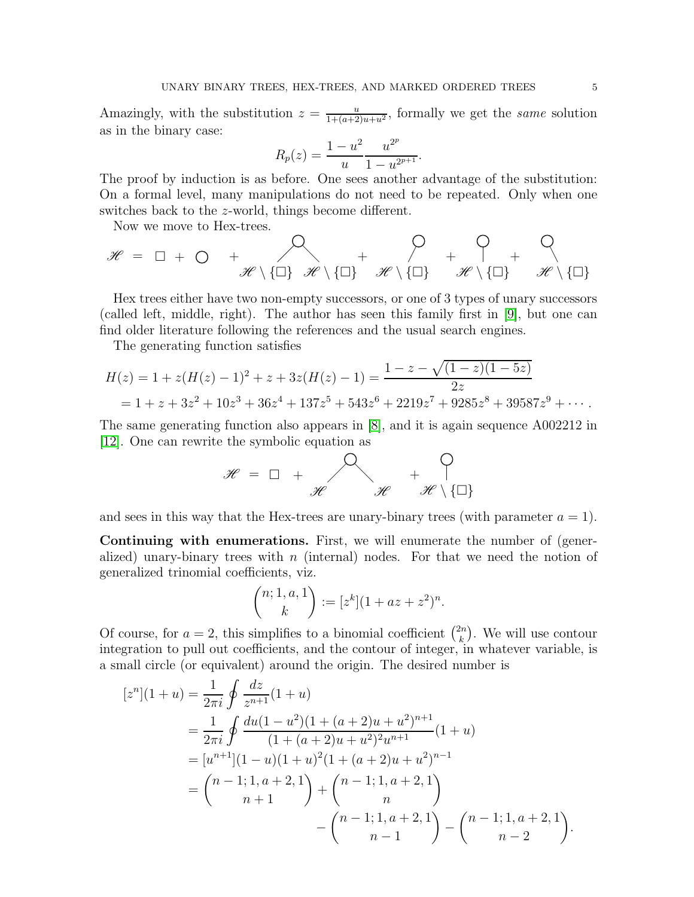Amazingly, with the substitution $z = \frac{u}{1+(a+2)u+u^2}$, formally we get the *same* solution as in the binary case:

$$R_p(z) = \frac{1-u^2}{u}\frac{u^{2^p}}{1-u^{2^{p+1}}}.$$

The proof by induction is as before. One sees another advantage of the substitution: On a formal level, many manipulations do not need to be repeated. Only when one switches back to the $z$-world, things become different.

Now we move to Hex-trees.

$$\mathscr{H} = \square + \bigcirc + \underset{\mathscr{H}\setminus\{\square\}\quad\mathscr{H}\setminus\{\square\}}{\overset{\bigcirc}{\diagup\;\diagdown}} + \underset{\mathscr{H}\setminus\{\square\}}{\overset{\bigcirc}{\diagup}} + \underset{\mathscr{H}\setminus\{\square\}}{\overset{\bigcirc}{|}} + \underset{\mathscr{H}\setminus\{\square\}}{\overset{\bigcirc}{\diagdown}}$$

Hex trees either have two non-empty successors, or one of 3 types of unary successors (called left, middle, right). The author has seen this family first in [9], but one can find older literature following the references and the usual search engines.

The generating function satisfies

$$\begin{aligned}
H(z) &= 1 + z(H(z)-1)^2 + z + 3z(H(z)-1) = \frac{1-z-\sqrt{(1-z)(1-5z)}}{2z} \\
&= 1 + z + 3z^2 + 10z^3 + 36z^4 + 137z^5 + 543z^6 + 2219z^7 + 9285z^8 + 39587z^9 + \cdots.
\end{aligned}$$

The same generating function also appears in [8], and it is again sequence A002212 in [12]. One can rewrite the symbolic equation as

$$\mathscr{H} = \square + \underset{\mathscr{H}\qquad\mathscr{H}}{\overset{\bigcirc}{\diagup\;\diagdown}} + \underset{\mathscr{H}\setminus\{\square\}}{\overset{\bigcirc}{|}}$$

and sees in this way that the Hex-trees are unary-binary trees (with parameter $a = 1$).

**Continuing with enumerations.** First, we will enumerate the number of (generalized) unary-binary trees with $n$ (internal) nodes. For that we need the notion of generalized trinomial coefficients, viz.

$$\binom{n;1,a,1}{k} := [z^k](1+az+z^2)^n.$$

Of course, for $a = 2$, this simplifies to a binomial coefficient $\binom{2n}{k}$. We will use contour integration to pull out coefficients, and the contour of integer, in whatever variable, is a small circle (or equivalent) around the origin. The desired number is

$$\begin{aligned}
[z^n](1+u) &= \frac{1}{2\pi i}\oint \frac{dz}{z^{n+1}}(1+u) \\
&= \frac{1}{2\pi i}\oint \frac{du(1-u^2)(1+(a+2)u+u^2)^{n+1}}{(1+(a+2)u+u^2)^2u^{n+1}}(1+u) \\
&= [u^{n+1}](1-u)(1+u)^2(1+(a+2)u+u^2)^{n-1} \\
&= \binom{n-1;1,a+2,1}{n+1} + \binom{n-1;1,a+2,1}{n} \\
&\qquad\qquad - \binom{n-1;1,a+2,1}{n-1} - \binom{n-1;1,a+2,1}{n-2}.
\end{aligned}$$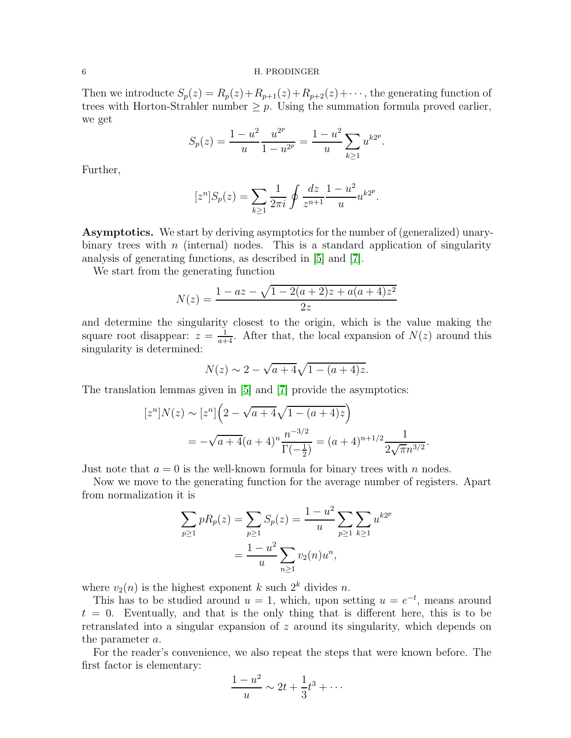Then we introducte $S_p(z) = R_p(z)+R_{p+1}(z)+R_{p+2}(z)+\cdots$, the generating function of trees with Horton-Strahler number $\ge p$. Using the summation formula proved earlier, we get

$$S_p(z) = \frac{1-u^2}{u}\frac{u^{2^p}}{1-u^{2^p}} = \frac{1-u^2}{u}\sum_{k\ge1} u^{k2^p}.$$

Further,

$$[z^n]S_p(z) = \sum_{k\ge1}\frac{1}{2\pi i}\oint \frac{dz}{z^{n+1}}\frac{1-u^2}{u}u^{k2^p}.$$

**Asymptotics.** We start by deriving asymptotics for the number of (generalized) unary-binary trees with $n$ (internal) nodes. This is a standard application of singularity analysis of generating functions, as described in [5] and [7].

We start from the generating function

$$N(z) = \frac{1-az-\sqrt{1-2(a+2)z+a(a+4)z^2}}{2z}$$

and determine the singularity closest to the origin, which is the value making the square root disappear: $z = \frac{1}{a+4}$. After that, the local expansion of $N(z)$ around this singularity is determined:

$$N(z) \sim 2-\sqrt{a+4}\sqrt{1-(a+4)z}.$$

The translation lemmas given in [5] and [7] provide the asymptotics:

$$\begin{aligned}
[z^n]N(z) &\sim [z^n]\Big(2-\sqrt{a+4}\sqrt{1-(a+4)z}\Big)\\
&= -\sqrt{a+4}(a+4)^n\frac{n^{-3/2}}{\Gamma(-\frac12)} = (a+4)^{n+1/2}\frac{1}{2\sqrt{\pi}n^{3/2}}.
\end{aligned}$$

Just note that $a=0$ is the well-known formula for binary trees with $n$ nodes.

Now we move to the generating function for the average number of registers. Apart from normalization it is

$$\begin{aligned}
\sum_{p\ge1} pR_p(z) = \sum_{p\ge1} S_p(z) &= \frac{1-u^2}{u}\sum_{p\ge1}\sum_{k\ge1}u^{k2^p}\\
&= \frac{1-u^2}{u}\sum_{n\ge1}v_2(n)u^n,
\end{aligned}$$

where $v_2(n)$ is the highest exponent $k$ such $2^k$ divides $n$.

This has to be studied around $u=1$, which, upon setting $u=e^{-t}$, means around $t=0$. Eventually, and that is the only thing that is different here, this is to be retranslated into a singular expansion of $z$ around its singularity, which depends on the parameter $a$.

For the reader's convenience, we also repeat the steps that were known before. The first factor is elementary:

$$\frac{1-u^2}{u} \sim 2t + \frac{1}{3}t^3 + \cdots$$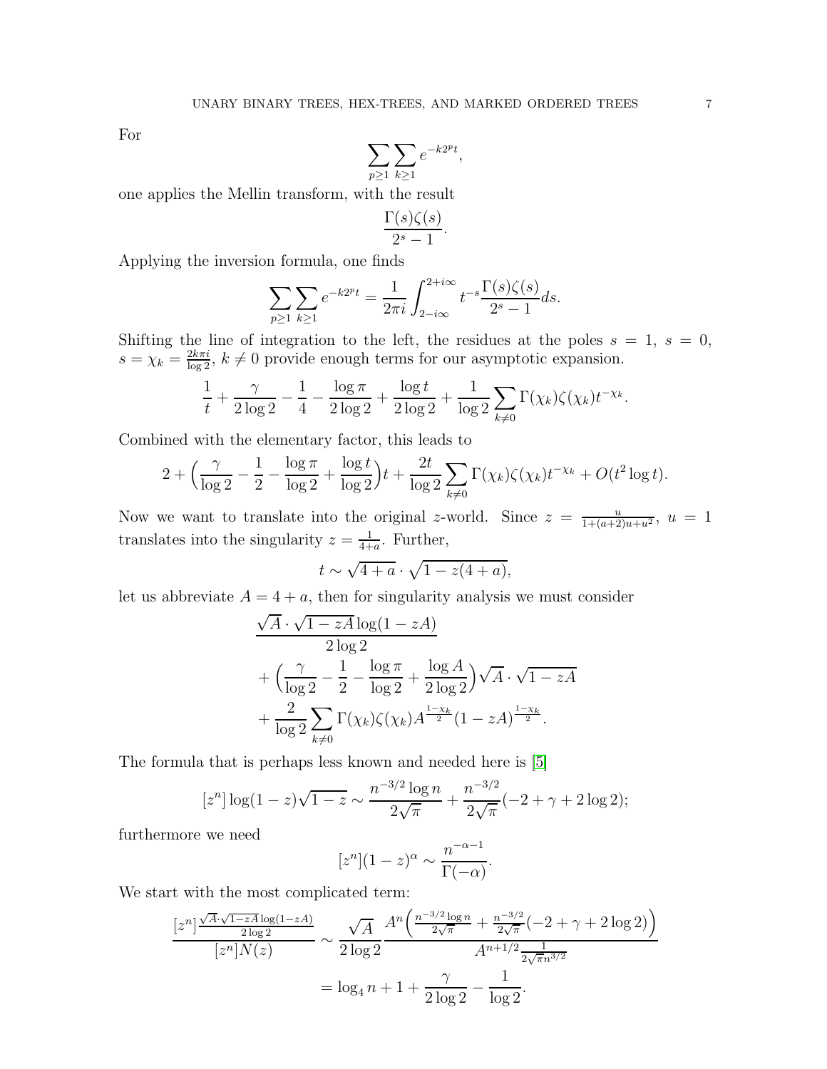For

$$\sum_{p\ge1}\sum_{k\ge1} e^{-k2^pt},$$

one applies the Mellin transform, with the result

$$\frac{\Gamma(s)\zeta(s)}{2^s-1}.$$

Applying the inversion formula, one finds

$$\sum_{p\ge1}\sum_{k\ge1} e^{-k2^pt} = \frac{1}{2\pi i}\int_{2-i\infty}^{2+i\infty} t^{-s}\frac{\Gamma(s)\zeta(s)}{2^s-1}ds.$$

Shifting the line of integration to the left, the residues at the poles $s = 1$, $s = 0$, $s = \chi_k = \frac{2k\pi i}{\log 2}$, $k \ne 0$ provide enough terms for our asymptotic expansion.

$$\frac{1}{t} + \frac{\gamma}{2\log 2} - \frac14 - \frac{\log\pi}{2\log 2} + \frac{\log t}{2\log 2} + \frac{1}{\log 2}\sum_{k\ne0}\Gamma(\chi_k)\zeta(\chi_k)t^{-\chi_k}.$$

Combined with the elementary factor, this leads to

$$2 + \Big(\frac{\gamma}{\log 2} - \frac12 - \frac{\log\pi}{\log 2} + \frac{\log t}{\log 2}\Big)t + \frac{2t}{\log 2}\sum_{k\ne0}\Gamma(\chi_k)\zeta(\chi_k)t^{-\chi_k} + O(t^2\log t).$$

Now we want to translate into the original $z$-world. Since $z = \frac{u}{1+(a+2)u+u^2}$, $u = 1$ translates into the singularity $z = \frac{1}{4+a}$. Further,

$$t \sim \sqrt{4+a}\cdot\sqrt{1-z(4+a)},$$

let us abbreviate $A = 4 + a$, then for singularity analysis we must consider

$$\begin{aligned}
&\frac{\sqrt{A}\cdot\sqrt{1-zA}\log(1-zA)}{2\log 2}\\
&\quad+\Big(\frac{\gamma}{\log 2} - \frac12 - \frac{\log\pi}{\log 2} + \frac{\log A}{2\log 2}\Big)\sqrt{A}\cdot\sqrt{1-zA}\\
&\quad+\frac{2}{\log 2}\sum_{k\ne0}\Gamma(\chi_k)\zeta(\chi_k)A^{\frac{1-\chi_k}{2}}(1-zA)^{\frac{1-\chi_k}{2}}.
\end{aligned}$$

The formula that is perhaps less known and needed here is [5]

$$[z^n]\log(1-z)\sqrt{1-z} \sim \frac{n^{-3/2}\log n}{2\sqrt{\pi}} + \frac{n^{-3/2}}{2\sqrt{\pi}}(-2+\gamma+2\log 2);$$

furthermore we need

$$[z^n](1-z)^\alpha \sim \frac{n^{-\alpha-1}}{\Gamma(-\alpha)}.$$

We start with the most complicated term:

$$\begin{aligned}
\frac{[z^n]\frac{\sqrt{A}\cdot\sqrt{1-zA}\log(1-zA)}{2\log 2}}{[z^n]N(z)} &\sim \frac{\sqrt{A}}{2\log 2}\frac{A^n\Big(\frac{n^{-3/2}\log n}{2\sqrt{\pi}} + \frac{n^{-3/2}}{2\sqrt{\pi}}(-2+\gamma+2\log 2)\Big)}{A^{n+1/2}\frac{1}{2\sqrt{\pi}n^{3/2}}}\\
&= \log_4 n + 1 + \frac{\gamma}{2\log 2} - \frac{1}{\log 2}.
\end{aligned}$$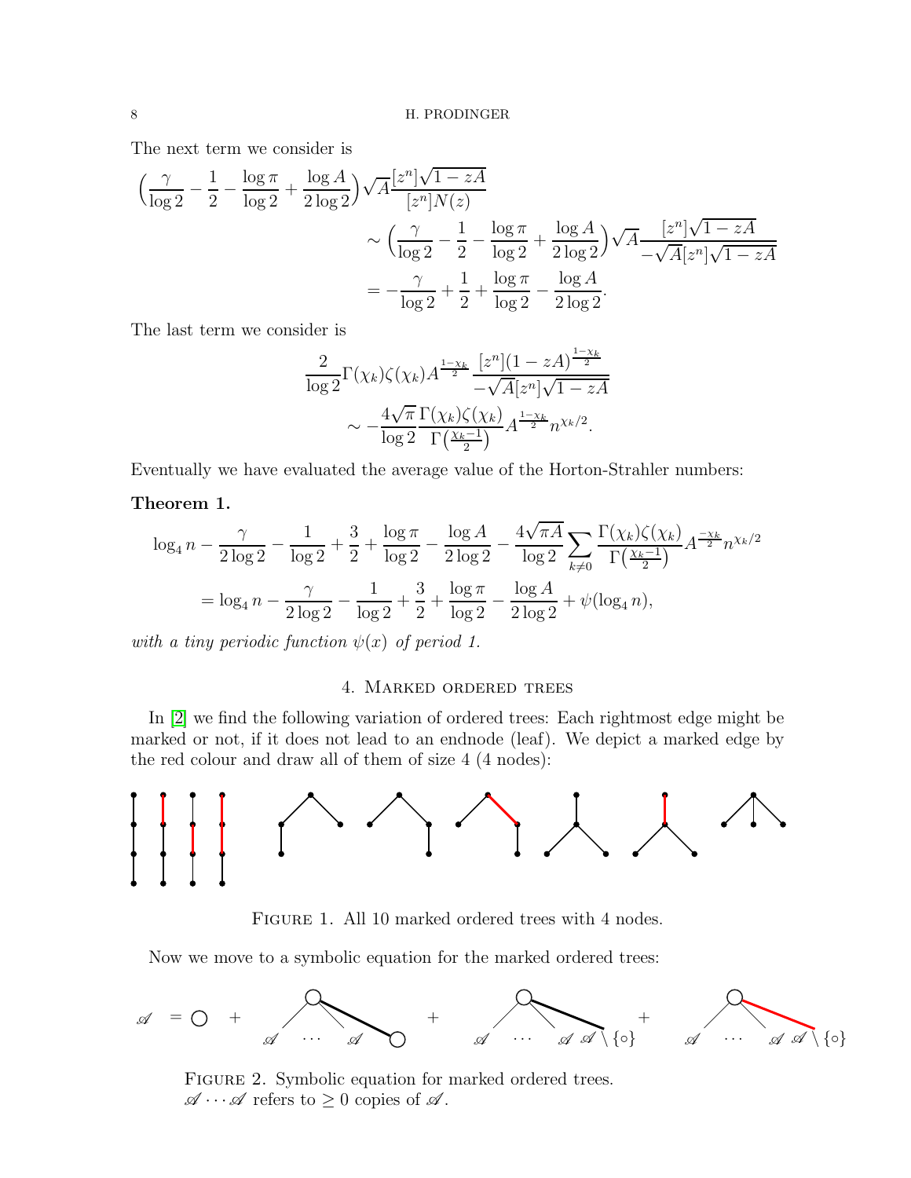The next term we consider is

$$\Big(\frac{\gamma}{\log 2}-\frac12-\frac{\log\pi}{\log 2}+\frac{\log A}{2\log 2}\Big)\sqrt{A}\frac{[z^n]\sqrt{1-zA}}{[z^n]N(z)}$$

$$\sim\Big(\frac{\gamma}{\log 2}-\frac12-\frac{\log\pi}{\log 2}+\frac{\log A}{2\log 2}\Big)\sqrt{A}\frac{[z^n]\sqrt{1-zA}}{-\sqrt{A}[z^n]\sqrt{1-zA}}$$

$$=-\frac{\gamma}{\log 2}+\frac12+\frac{\log\pi}{\log 2}-\frac{\log A}{2\log 2}.$$

The last term we consider is

$$\frac{2}{\log 2}\Gamma(\chi_k)\zeta(\chi_k)A^{\frac{1-\chi_k}{2}}\frac{[z^n](1-zA)^{\frac{1-\chi_k}{2}}}{-\sqrt{A}[z^n]\sqrt{1-zA}}$$

$$\sim-\frac{4\sqrt{\pi}}{\log 2}\frac{\Gamma(\chi_k)\zeta(\chi_k)}{\Gamma\big(\frac{\chi_k-1}{2}\big)}A^{\frac{1-\chi_k}{2}}n^{\chi_k/2}.$$

Eventually we have evaluated the average value of the Horton-Strahler numbers:

**Theorem 1.**

$$\log_4 n-\frac{\gamma}{2\log 2}-\frac{1}{\log 2}+\frac32+\frac{\log\pi}{\log 2}-\frac{\log A}{2\log 2}-\frac{4\sqrt{\pi A}}{\log 2}\sum_{k\neq 0}\frac{\Gamma(\chi_k)\zeta(\chi_k)}{\Gamma\big(\frac{\chi_k-1}{2}\big)}A^{\frac{-\chi_k}{2}}n^{\chi_k/2}$$

$$=\log_4 n-\frac{\gamma}{2\log 2}-\frac{1}{\log 2}+\frac32+\frac{\log\pi}{\log 2}-\frac{\log A}{2\log 2}+\psi(\log_4 n),$$

*with a tiny periodic function $\psi(x)$ of period 1.*

## 4. Marked ordered trees

In [2] we find the following variation of ordered trees: Each rightmost edge might be marked or not, if it does not lead to an endnode (leaf). We depict a marked edge by the red colour and draw all of them of size 4 (4 nodes):

Figure 1. All 10 marked ordered trees with 4 nodes.

Now we move to a symbolic equation for the marked ordered trees:

Figure 2. Symbolic equation for marked ordered trees. $\mathscr{A}\cdots\mathscr{A}$ refers to $\ge 0$ copies of $\mathscr{A}$.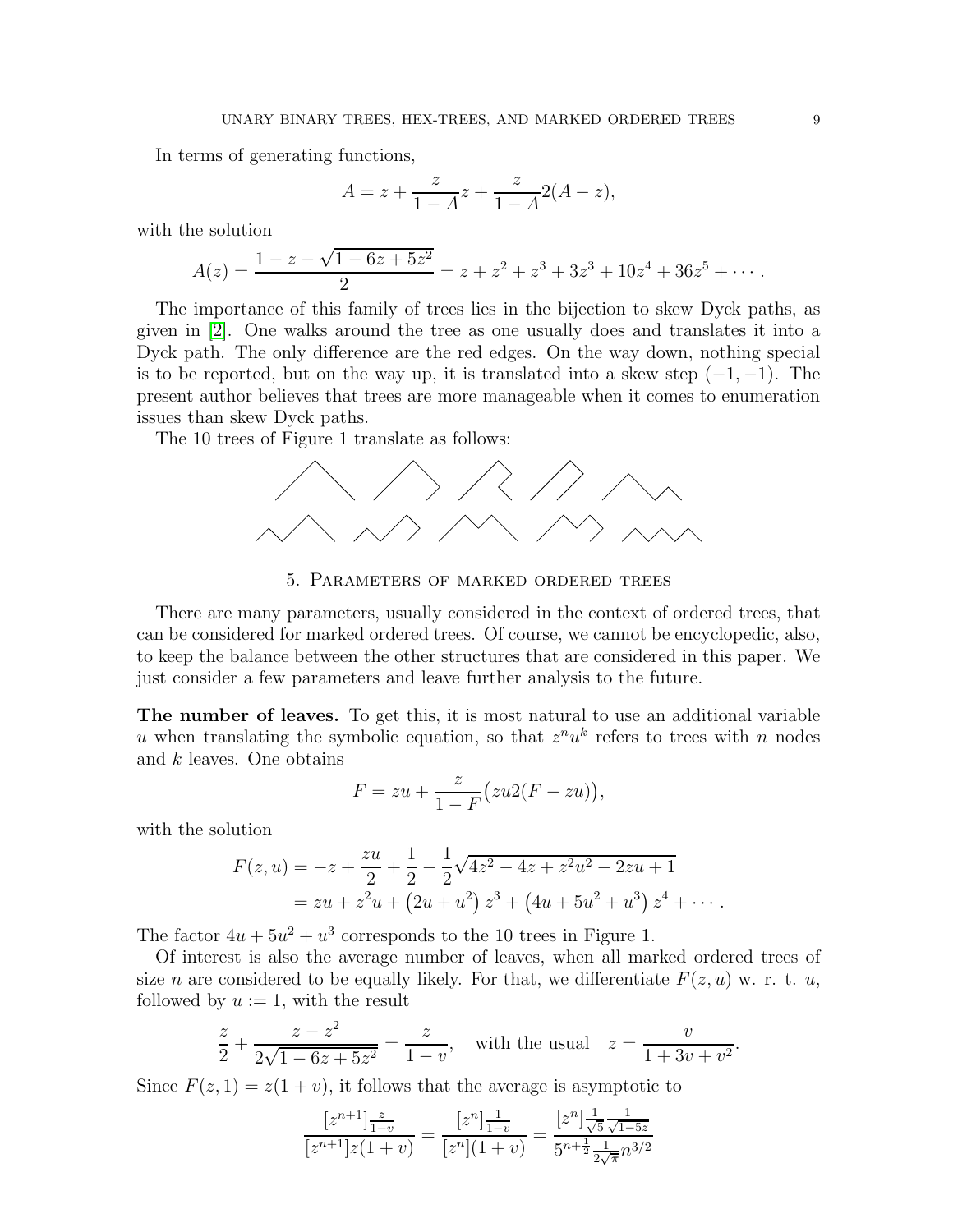In terms of generating functions,

$$A = z + \frac{z}{1-A}z + \frac{z}{1-A}2(A-z),$$

with the solution

$$A(z) = \frac{1 - z - \sqrt{1-6z+5z^2}}{2} = z + z^2 + z^3 + 3z^3 + 10z^4 + 36z^5 + \cdots.$$

The importance of this family of trees lies in the bijection to skew Dyck paths, as given in [2]. One walks around the tree as one usually does and translates it into a Dyck path. The only difference are the red edges. On the way down, nothing special is to be reported, but on the way up, it is translated into a skew step $(-1,-1)$. The present author believes that trees are more manageable when it comes to enumeration issues than skew Dyck paths.

The 10 trees of Figure 1 translate as follows:

## 5. Parameters of marked ordered trees

There are many parameters, usually considered in the context of ordered trees, that can be considered for marked ordered trees. Of course, we cannot be encyclopedic, also, to keep the balance between the other structures that are considered in this paper. We just consider a few parameters and leave further analysis to the future.

**The number of leaves.** To get this, it is most natural to use an additional variable $u$ when translating the symbolic equation, so that $z^n u^k$ refers to trees with $n$ nodes and $k$ leaves. One obtains

$$F = zu + \frac{z}{1-F}\big(zu 2(F - zu)\big),$$

with the solution

$$\begin{aligned} F(z,u) &= -z + \frac{zu}{2} + \frac{1}{2} - \frac{1}{2}\sqrt{4z^2 - 4z + z^2u^2 - 2zu + 1} \\ &= zu + z^2u + \left(2u + u^2\right)z^3 + \left(4u + 5u^2 + u^3\right)z^4 + \cdots. \end{aligned}$$

The factor $4u + 5u^2 + u^3$ corresponds to the 10 trees in Figure 1.

Of interest is also the average number of leaves, when all marked ordered trees of size $n$ are considered to be equally likely. For that, we differentiate $F(z,u)$ w. r. t. $u$, followed by $u := 1$, with the result

$$\frac{z}{2} + \frac{z - z^2}{2\sqrt{1-6z+5z^2}} = \frac{z}{1-v}, \quad \text{with the usual} \quad z = \frac{v}{1+3v+v^2}.$$

Since $F(z,1) = z(1+v)$, it follows that the average is asymptotic to

$$\frac{[z^{n+1}]\frac{z}{1-v}}{[z^{n+1}]z(1+v)} = \frac{[z^n]\frac{1}{1-v}}{[z^n](1+v)} = \frac{[z^n]\frac{1}{\sqrt{5}}\frac{1}{\sqrt{1-5z}}}{5^{n+\frac{1}{2}}\frac{1}{2\sqrt{\pi}}n^{3/2}}$$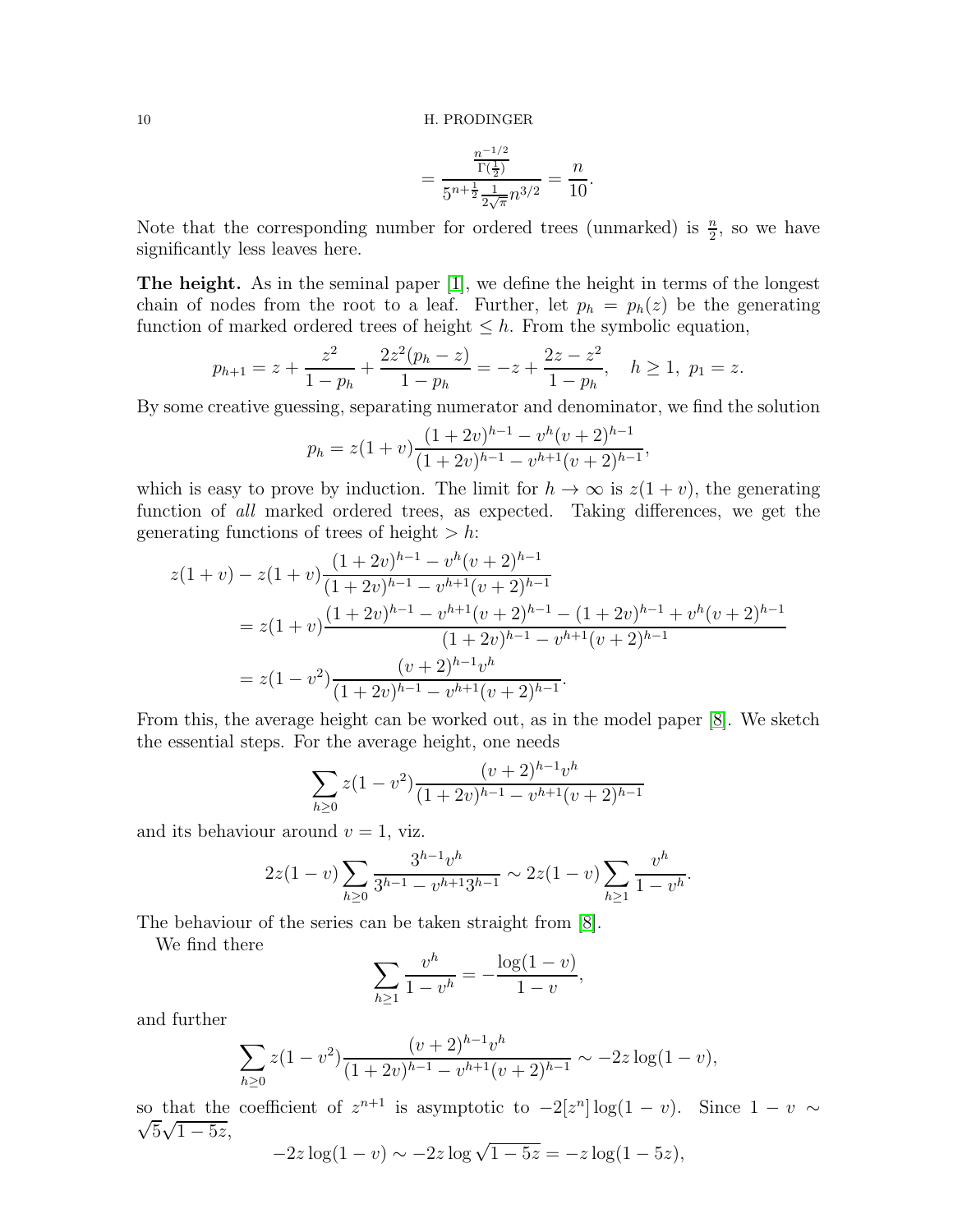$$= \frac{\frac{n^{-1/2}}{\Gamma(\frac{1}{2})}}{5^{n+\frac{1}{2}}\frac{1}{2\sqrt{\pi}}n^{3/2}} = \frac{n}{10}.$$

Note that the corresponding number for ordered trees (unmarked) is $\frac{n}{2}$, so we have significantly less leaves here.

**The height.** As in the seminal paper [1], we define the height in terms of the longest chain of nodes from the root to a leaf. Further, let $p_h = p_h(z)$ be the generating function of marked ordered trees of height $\le h$. From the symbolic equation,

$$p_{h+1} = z + \frac{z^2}{1-p_h} + \frac{2z^2(p_h - z)}{1-p_h} = -z + \frac{2z - z^2}{1-p_h}, \quad h \ge 1,\ p_1 = z.$$

By some creative guessing, separating numerator and denominator, we find the solution

$$p_h = z(1+v)\frac{(1+2v)^{h-1} - v^h(v+2)^{h-1}}{(1+2v)^{h-1} - v^{h+1}(v+2)^{h-1}},$$

which is easy to prove by induction. The limit for $h \to \infty$ is $z(1+v)$, the generating function of *all* marked ordered trees, as expected. Taking differences, we get the generating functions of trees of height $> h$:

$$\begin{aligned}
z(1+v) &- z(1+v)\frac{(1+2v)^{h-1} - v^h(v+2)^{h-1}}{(1+2v)^{h-1} - v^{h+1}(v+2)^{h-1}} \\
&= z(1+v)\frac{(1+2v)^{h-1} - v^{h+1}(v+2)^{h-1} - (1+2v)^{h-1} + v^h(v+2)^{h-1}}{(1+2v)^{h-1} - v^{h+1}(v+2)^{h-1}} \\
&= z(1-v^2)\frac{(v+2)^{h-1}v^h}{(1+2v)^{h-1} - v^{h+1}(v+2)^{h-1}}.
\end{aligned}$$

From this, the average height can be worked out, as in the model paper [8]. We sketch the essential steps. For the average height, one needs

$$\sum_{h\ge 0} z(1-v^2)\frac{(v+2)^{h-1}v^h}{(1+2v)^{h-1} - v^{h+1}(v+2)^{h-1}}$$

and its behaviour around $v = 1$, viz.

$$2z(1-v)\sum_{h\ge 0}\frac{3^{h-1}v^h}{3^{h-1} - v^{h+1}3^{h-1}} \sim 2z(1-v)\sum_{h\ge 1}\frac{v^h}{1-v^h}.$$

The behaviour of the series can be taken straight from [8].

We find there

$$\sum_{h\ge 1}\frac{v^h}{1-v^h} = -\frac{\log(1-v)}{1-v},$$

and further

$$\sum_{h\ge 0} z(1-v^2)\frac{(v+2)^{h-1}v^h}{(1+2v)^{h-1} - v^{h+1}(v+2)^{h-1}} \sim -2z\log(1-v),$$

so that the coefficient of $z^{n+1}$ is asymptotic to $-2[z^n]\log(1-v)$. Since $1 - v \sim \sqrt{5}\sqrt{1-5z}$,

$$-2z\log(1-v) \sim -2z\log\sqrt{1-5z} = -z\log(1-5z),$$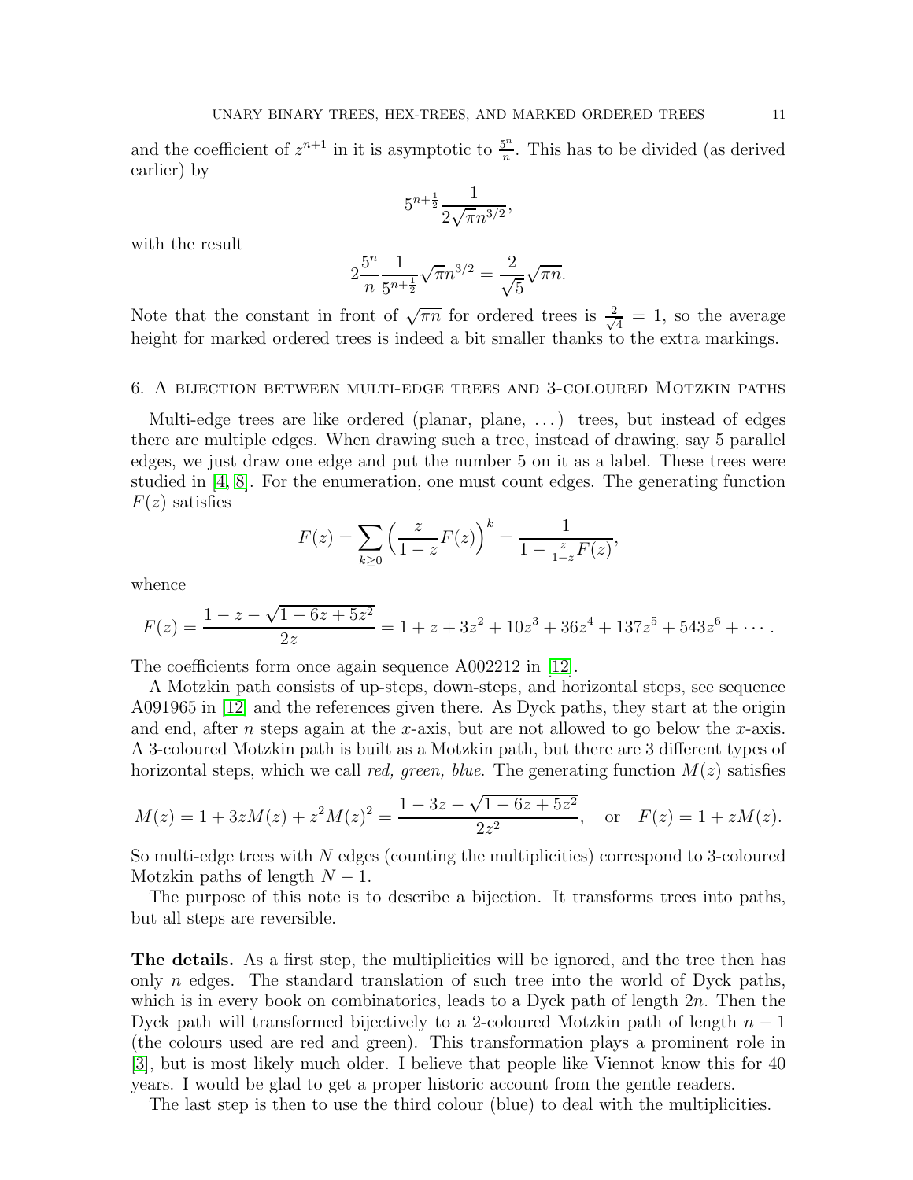and the coefficient of $z^{n+1}$ in it is asymptotic to $\frac{5^n}{n}$. This has to be divided (as derived earlier) by

$$5^{n+\frac{1}{2}}\frac{1}{2\sqrt{\pi}n^{3/2}},$$

with the result

$$2\frac{5^n}{n}\frac{1}{5^{n+\frac{1}{2}}}\sqrt{\pi}n^{3/2} = \frac{2}{\sqrt{5}}\sqrt{\pi n}.$$

Note that the constant in front of $\sqrt{\pi n}$ for ordered trees is $\frac{2}{\sqrt{4}} = 1$, so the average height for marked ordered trees is indeed a bit smaller thanks to the extra markings.

## 6. A bijection between multi-edge trees and 3-coloured Motzkin paths

Multi-edge trees are like ordered (planar, plane, ...) trees, but instead of edges there are multiple edges. When drawing such a tree, instead of drawing, say 5 parallel edges, we just draw one edge and put the number 5 on it as a label. These trees were studied in [4, 8]. For the enumeration, one must count edges. The generating function $F(z)$ satisfies

$$F(z) = \sum_{k\ge 0}\Big(\frac{z}{1-z}F(z)\Big)^k = \frac{1}{1-\frac{z}{1-z}F(z)},$$

whence

$$F(z) = \frac{1-z-\sqrt{1-6z+5z^2}}{2z} = 1+z+3z^2+10z^3+36z^4+137z^5+543z^6+\cdots.$$

The coefficients form once again sequence A002212 in [12].

A Motzkin path consists of up-steps, down-steps, and horizontal steps, see sequence A091965 in [12] and the references given there. As Dyck paths, they start at the origin and end, after $n$ steps again at the $x$-axis, but are not allowed to go below the $x$-axis. A 3-coloured Motzkin path is built as a Motzkin path, but there are 3 different types of horizontal steps, which we call *red, green, blue.* The generating function $M(z)$ satisfies

$$M(z) = 1+3zM(z)+z^2M(z)^2 = \frac{1-3z-\sqrt{1-6z+5z^2}}{2z^2}, \quad \text{or} \quad F(z) = 1+zM(z).$$

So multi-edge trees with $N$ edges (counting the multiplicities) correspond to 3-coloured Motzkin paths of length $N-1$.

The purpose of this note is to describe a bijection. It transforms trees into paths, but all steps are reversible.

**The details.** As a first step, the multiplicities will be ignored, and the tree then has only $n$ edges. The standard translation of such tree into the world of Dyck paths, which is in every book on combinatorics, leads to a Dyck path of length $2n$. Then the Dyck path will transformed bijectively to a 2-coloured Motzkin path of length $n-1$ (the colours used are red and green). This transformation plays a prominent role in [3], but is most likely much older. I believe that people like Viennot know this for 40 years. I would be glad to get a proper historic account from the gentle readers.

The last step is then to use the third colour (blue) to deal with the multiplicities.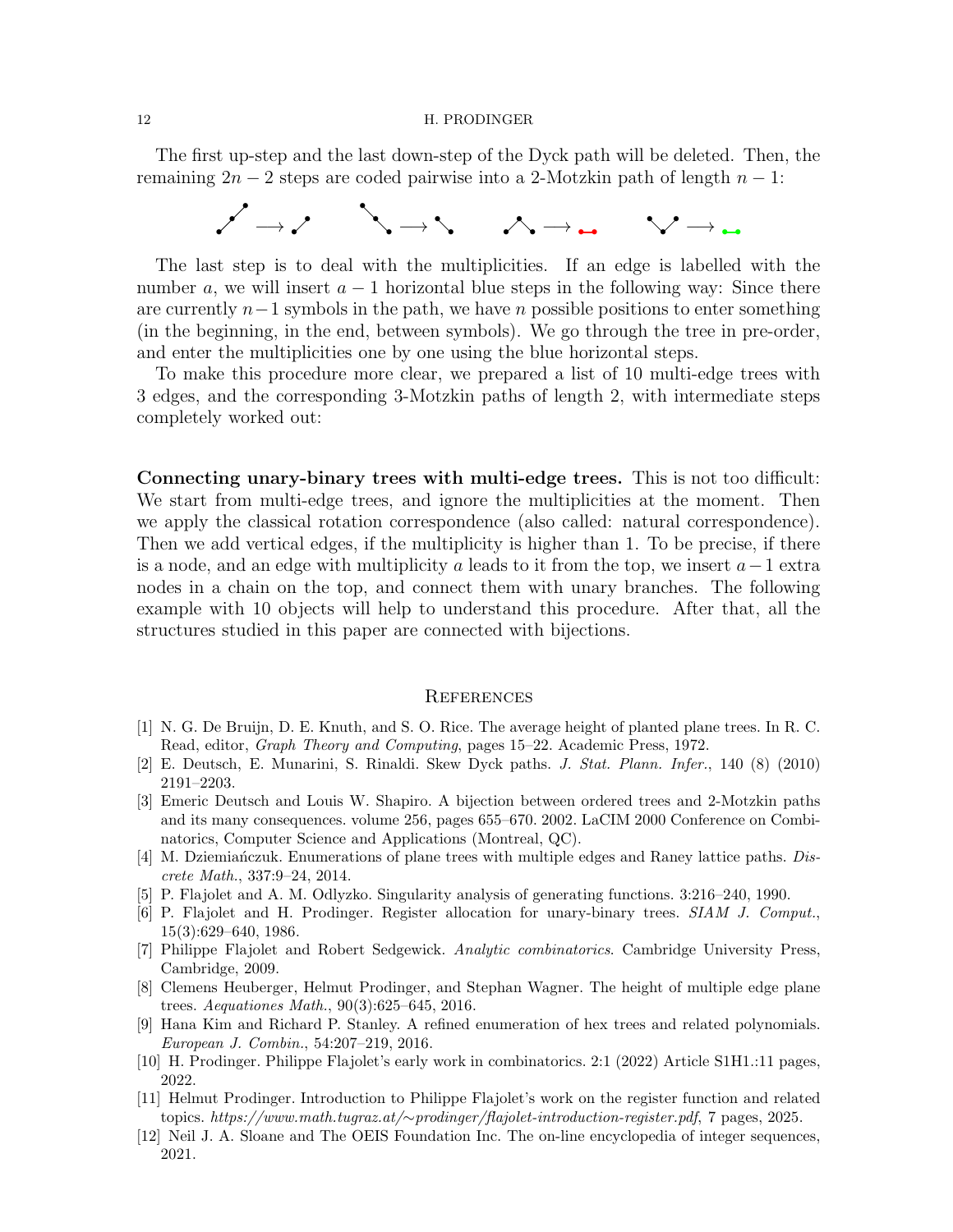The first up-step and the last down-step of the Dyck path will be deleted. Then, the remaining $2n-2$ steps are coded pairwise into a 2-Motzkin path of length $n-1$:

The last step is to deal with the multiplicities. If an edge is labelled with the number $a$, we will insert $a-1$ horizontal blue steps in the following way: Since there are currently $n-1$ symbols in the path, we have $n$ possible positions to enter something (in the beginning, in the end, between symbols). We go through the tree in pre-order, and enter the multiplicities one by one using the blue horizontal steps.

To make this procedure more clear, we prepared a list of 10 multi-edge trees with 3 edges, and the corresponding 3-Motzkin paths of length 2, with intermediate steps completely worked out:

**Connecting unary-binary trees with multi-edge trees.** This is not too difficult: We start from multi-edge trees, and ignore the multiplicities at the moment. Then we apply the classical rotation correspondence (also called: natural correspondence). Then we add vertical edges, if the multiplicity is higher than 1. To be precise, if there is a node, and an edge with multiplicity $a$ leads to it from the top, we insert $a-1$ extra nodes in a chain on the top, and connect them with unary branches. The following example with 10 objects will help to understand this procedure. After that, all the structures studied in this paper are connected with bijections.

## References

[1] N. G. De Bruijn, D. E. Knuth, and S. O. Rice. The average height of planted plane trees. In R. C. Read, editor, *Graph Theory and Computing*, pages 15–22. Academic Press, 1972.

[2] E. Deutsch, E. Munarini, S. Rinaldi. Skew Dyck paths. *J. Stat. Plann. Infer.*, 140 (8) (2010) 2191–2203.

[3] Emeric Deutsch and Louis W. Shapiro. A bijection between ordered trees and 2-Motzkin paths and its many consequences. volume 256, pages 655–670. 2002. LaCIM 2000 Conference on Combinatorics, Computer Science and Applications (Montreal, QC).

[4] M. Dziemiańczuk. Enumerations of plane trees with multiple edges and Raney lattice paths. *Discrete Math.*, 337:9–24, 2014.

[5] P. Flajolet and A. M. Odlyzko. Singularity analysis of generating functions. 3:216–240, 1990.

[6] P. Flajolet and H. Prodinger. Register allocation for unary-binary trees. *SIAM J. Comput.*, 15(3):629–640, 1986.

[7] Philippe Flajolet and Robert Sedgewick. *Analytic combinatorics*. Cambridge University Press, Cambridge, 2009.

[8] Clemens Heuberger, Helmut Prodinger, and Stephan Wagner. The height of multiple edge plane trees. *Aequationes Math.*, 90(3):625–645, 2016.

[9] Hana Kim and Richard P. Stanley. A refined enumeration of hex trees and related polynomials. *European J. Combin.*, 54:207–219, 2016.

[10] H. Prodinger. Philippe Flajolet's early work in combinatorics. 2:1 (2022) Article S1H1.:11 pages, 2022.

[11] Helmut Prodinger. Introduction to Philippe Flajolet's work on the register function and related topics. *https://www.math.tugraz.at/∼prodinger/flajolet-introduction-register.pdf*, 7 pages, 2025.

[12] Neil J. A. Sloane and The OEIS Foundation Inc. The on-line encyclopedia of integer sequences, 2021.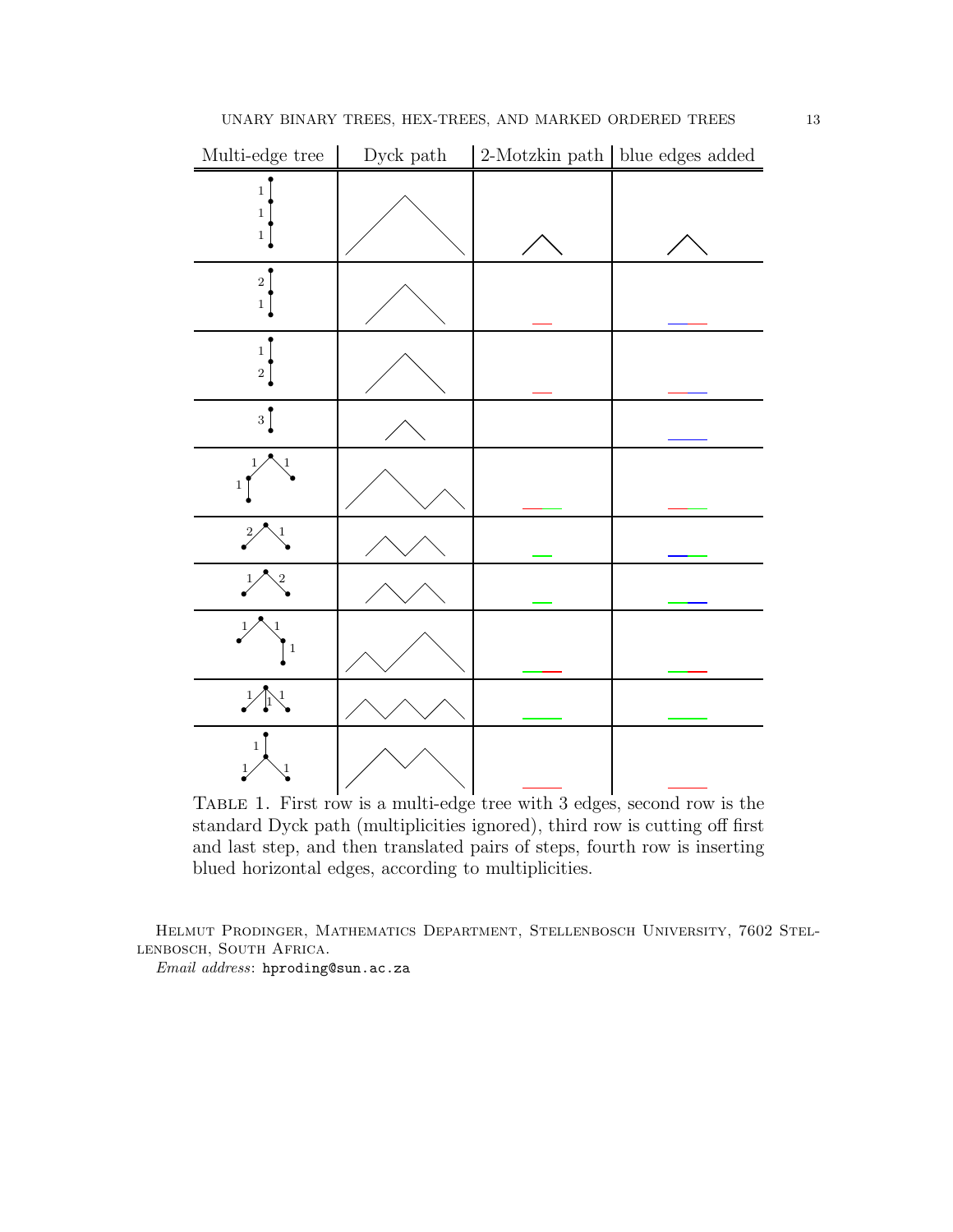| Multi-edge tree | Dyck path | 2-Motzkin path | blue edges added |
|---|---|---|---|
| | | | |
| | | | |
| | | | |
| | | | |
| | | | |
| | | | |
| | | | |
| | | | |
| | | | |
| | | | |

TABLE 1. First row is a multi-edge tree with 3 edges, second row is the standard Dyck path (multiplicities ignored), third row is cutting off first and last step, and then translated pairs of steps, fourth row is inserting blued horizontal edges, according to multiplicities.

HELMUT PRODINGER, MATHEMATICS DEPARTMENT, STELLENBOSCH UNIVERSITY, 7602 STELLENBOSCH, SOUTH AFRICA.

*Email address*: hproding@sun.ac.za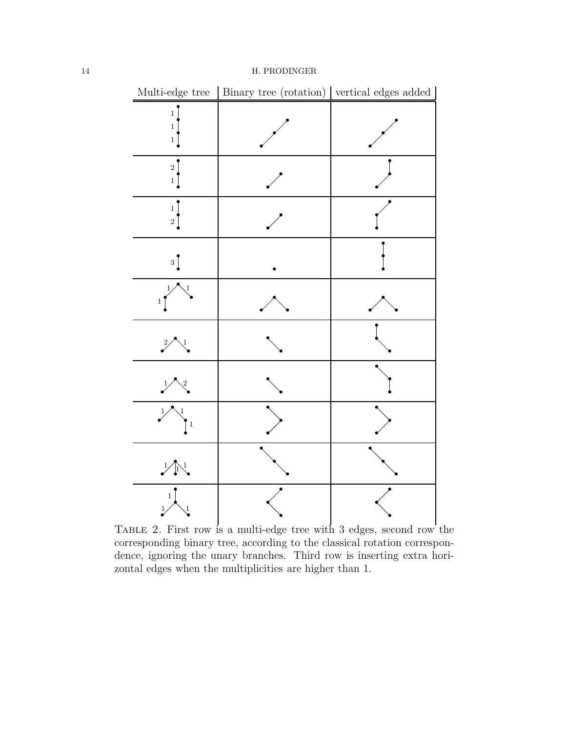| Multi-edge tree | Binary tree (rotation) | vertical edges added |
|---|---|---|
| 1, 1, 1 | | |
| 2, 1 | | |
| 1, 2 | | |
| 3 | | |
| 1, 1, 1 | | |
| 2, 1 | | |
| 1, 2 | | |
| 1, 1, 1 | | |
| 1, 1, 1 | | |
| 1, 1, 1 | | |

Table 2. First row is a multi-edge tree with 3 edges, second row the corresponding binary tree, according to the classical rotation correspondence, ignoring the unary branches. Third row is inserting extra horizontal edges when the multiplicities are higher than 1.